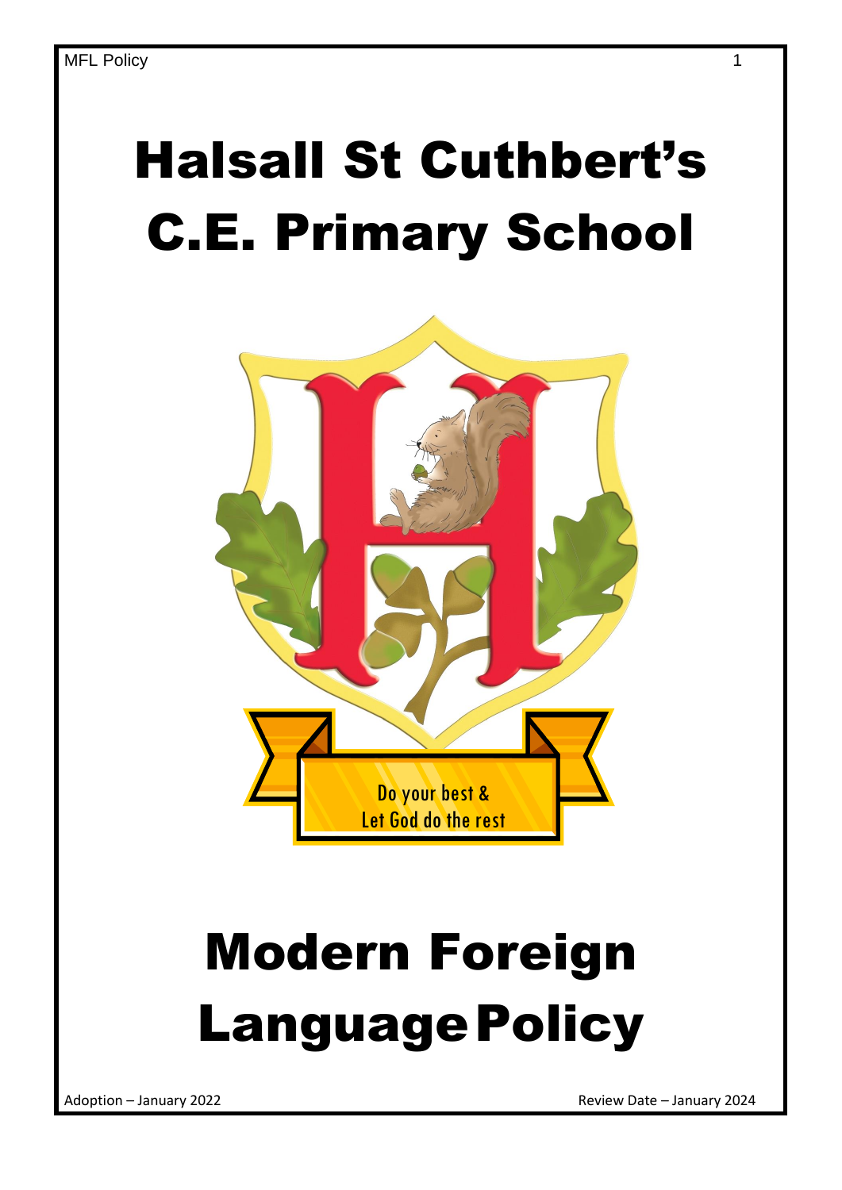# Halsall St Cuthbert's C.E. Primary School

Do your best &
Let God do the rest

# Modern Foreign Language Policy

Adoption – January 2022

Review Date – January 2024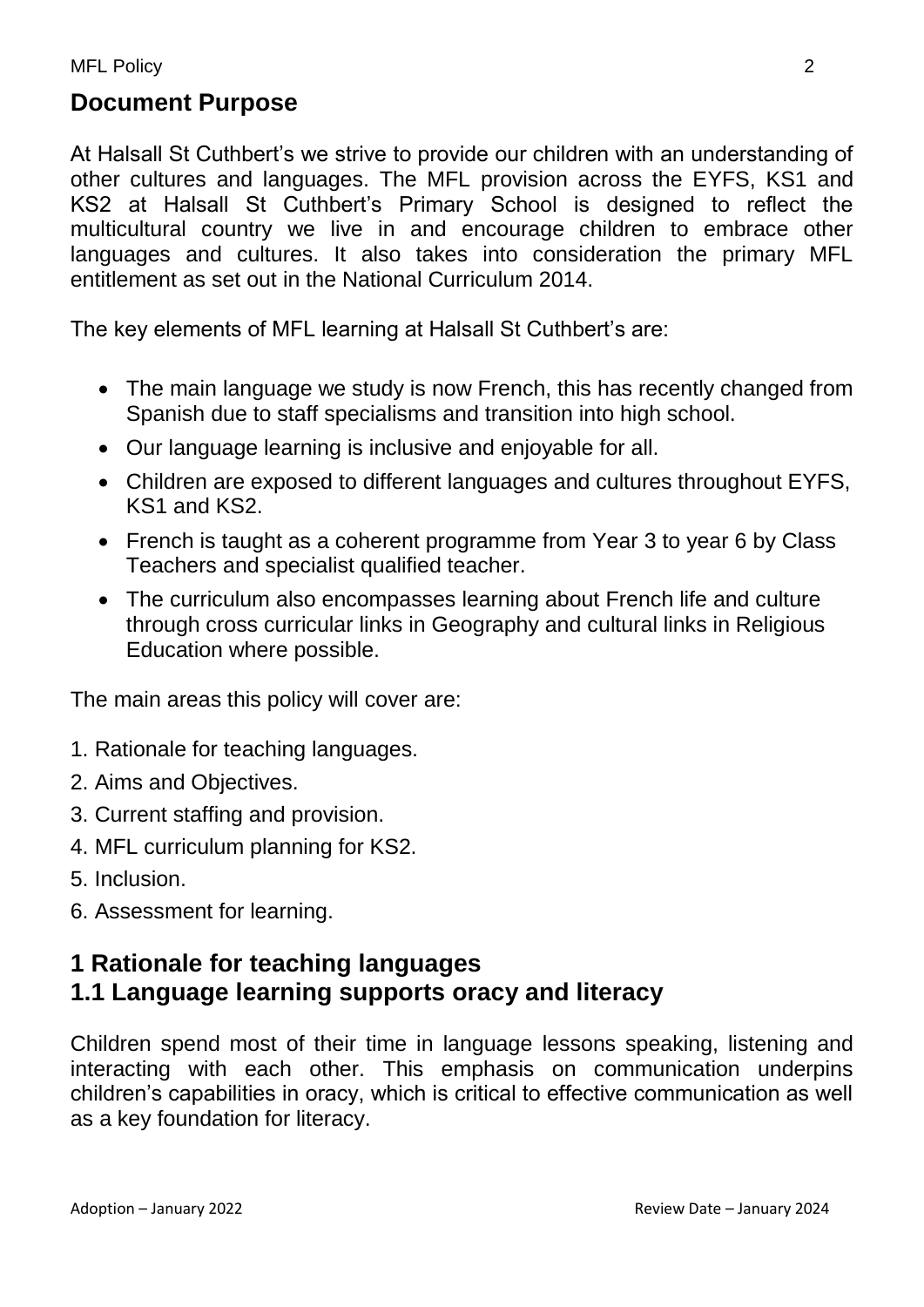## Document Purpose

At Halsall St Cuthbert's we strive to provide our children with an understanding of other cultures and languages. The MFL provision across the EYFS, KS1 and KS2 at Halsall St Cuthbert's Primary School is designed to reflect the multicultural country we live in and encourage children to embrace other languages and cultures. It also takes into consideration the primary MFL entitlement as set out in the National Curriculum 2014.

The key elements of MFL learning at Halsall St Cuthbert's are:

- The main language we study is now French, this has recently changed from Spanish due to staff specialisms and transition into high school.
- Our language learning is inclusive and enjoyable for all.
- Children are exposed to different languages and cultures throughout EYFS, KS1 and KS2.
- French is taught as a coherent programme from Year 3 to year 6 by Class Teachers and specialist qualified teacher.
- The curriculum also encompasses learning about French life and culture through cross curricular links in Geography and cultural links in Religious Education where possible.

The main areas this policy will cover are:

1. Rationale for teaching languages.
2. Aims and Objectives.
3. Current staffing and provision.
4. MFL curriculum planning for KS2.
5. Inclusion.
6. Assessment for learning.

## 1 Rationale for teaching languages

## 1.1 Language learning supports oracy and literacy

Children spend most of their time in language lessons speaking, listening and interacting with each other. This emphasis on communication underpins children's capabilities in oracy, which is critical to effective communication as well as a key foundation for literacy.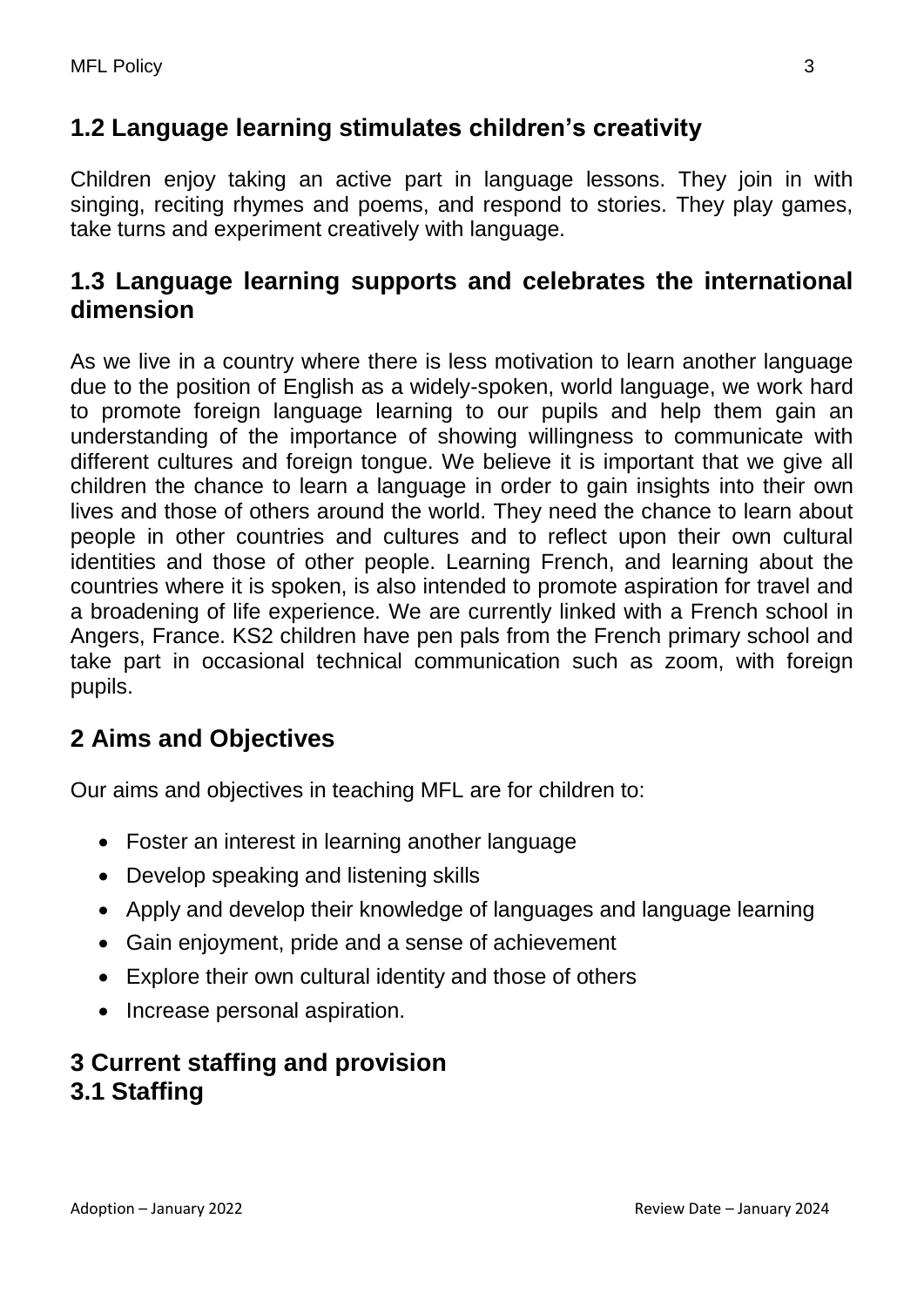## 1.2 Language learning stimulates children's creativity

Children enjoy taking an active part in language lessons. They join in with singing, reciting rhymes and poems, and respond to stories. They play games, take turns and experiment creatively with language.

## 1.3 Language learning supports and celebrates the international dimension

As we live in a country where there is less motivation to learn another language due to the position of English as a widely-spoken, world language, we work hard to promote foreign language learning to our pupils and help them gain an understanding of the importance of showing willingness to communicate with different cultures and foreign tongue. We believe it is important that we give all children the chance to learn a language in order to gain insights into their own lives and those of others around the world. They need the chance to learn about people in other countries and cultures and to reflect upon their own cultural identities and those of other people. Learning French, and learning about the countries where it is spoken, is also intended to promote aspiration for travel and a broadening of life experience. We are currently linked with a French school in Angers, France. KS2 children have pen pals from the French primary school and take part in occasional technical communication such as zoom, with foreign pupils.

# 2 Aims and Objectives

Our aims and objectives in teaching MFL are for children to:

- Foster an interest in learning another language
- Develop speaking and listening skills
- Apply and develop their knowledge of languages and language learning
- Gain enjoyment, pride and a sense of achievement
- Explore their own cultural identity and those of others
- Increase personal aspiration.

# 3 Current staffing and provision

## 3.1 Staffing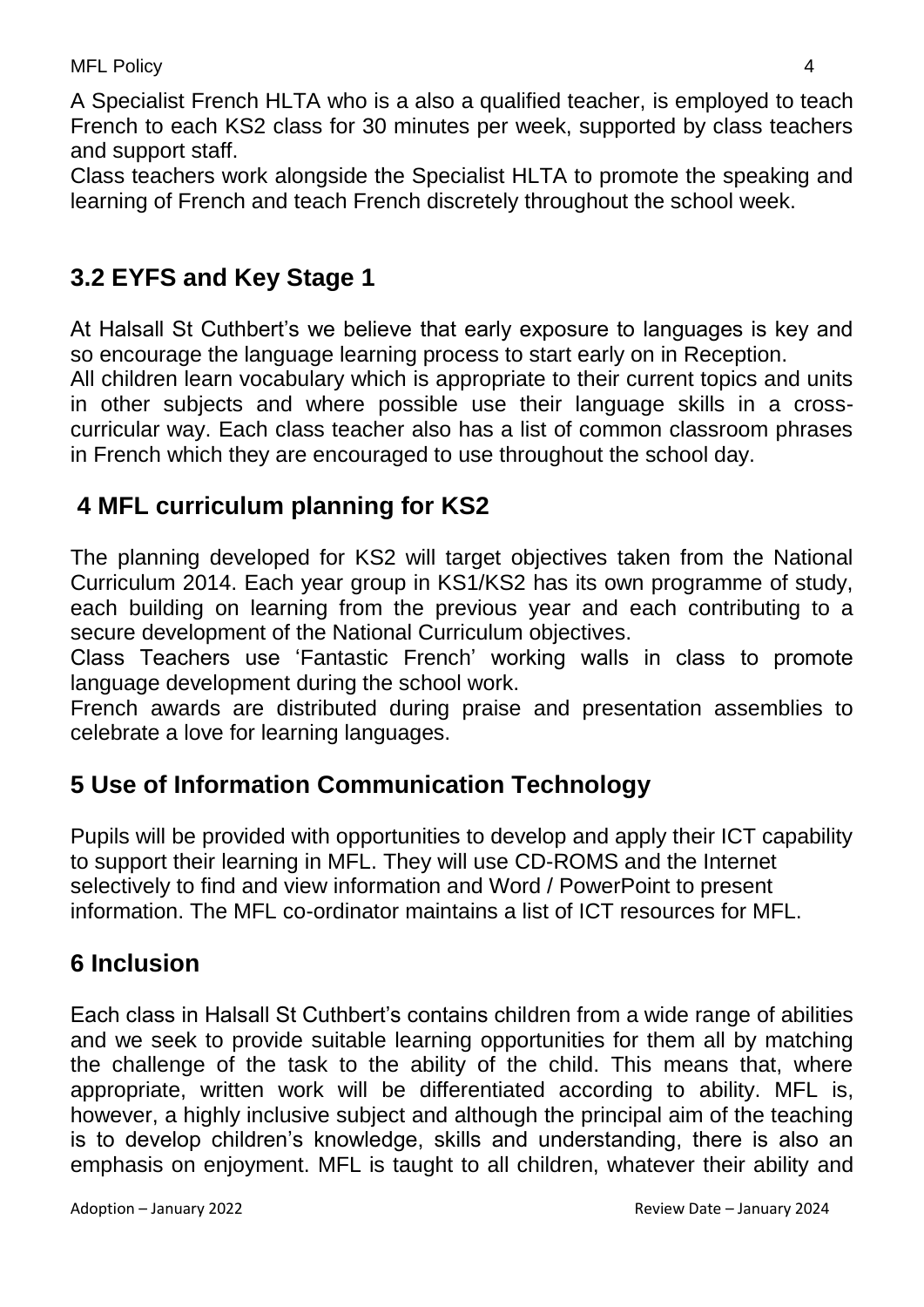A Specialist French HLTA who is a also a qualified teacher, is employed to teach French to each KS2 class for 30 minutes per week, supported by class teachers and support staff.

Class teachers work alongside the Specialist HLTA to promote the speaking and learning of French and teach French discretely throughout the school week.

## 3.2 EYFS and Key Stage 1

At Halsall St Cuthbert's we believe that early exposure to languages is key and so encourage the language learning process to start early on in Reception.

All children learn vocabulary which is appropriate to their current topics and units in other subjects and where possible use their language skills in a cross-curricular way. Each class teacher also has a list of common classroom phrases in French which they are encouraged to use throughout the school day.

## 4 MFL curriculum planning for KS2

The planning developed for KS2 will target objectives taken from the National Curriculum 2014. Each year group in KS1/KS2 has its own programme of study, each building on learning from the previous year and each contributing to a secure development of the National Curriculum objectives.

Class Teachers use 'Fantastic French' working walls in class to promote language development during the school work.

French awards are distributed during praise and presentation assemblies to celebrate a love for learning languages.

## 5 Use of Information Communication Technology

Pupils will be provided with opportunities to develop and apply their ICT capability to support their learning in MFL. They will use CD-ROMS and the Internet selectively to find and view information and Word / PowerPoint to present information. The MFL co-ordinator maintains a list of ICT resources for MFL.

## 6 Inclusion

Each class in Halsall St Cuthbert's contains children from a wide range of abilities and we seek to provide suitable learning opportunities for them all by matching the challenge of the task to the ability of the child. This means that, where appropriate, written work will be differentiated according to ability. MFL is, however, a highly inclusive subject and although the principal aim of the teaching is to develop children's knowledge, skills and understanding, there is also an emphasis on enjoyment. MFL is taught to all children, whatever their ability and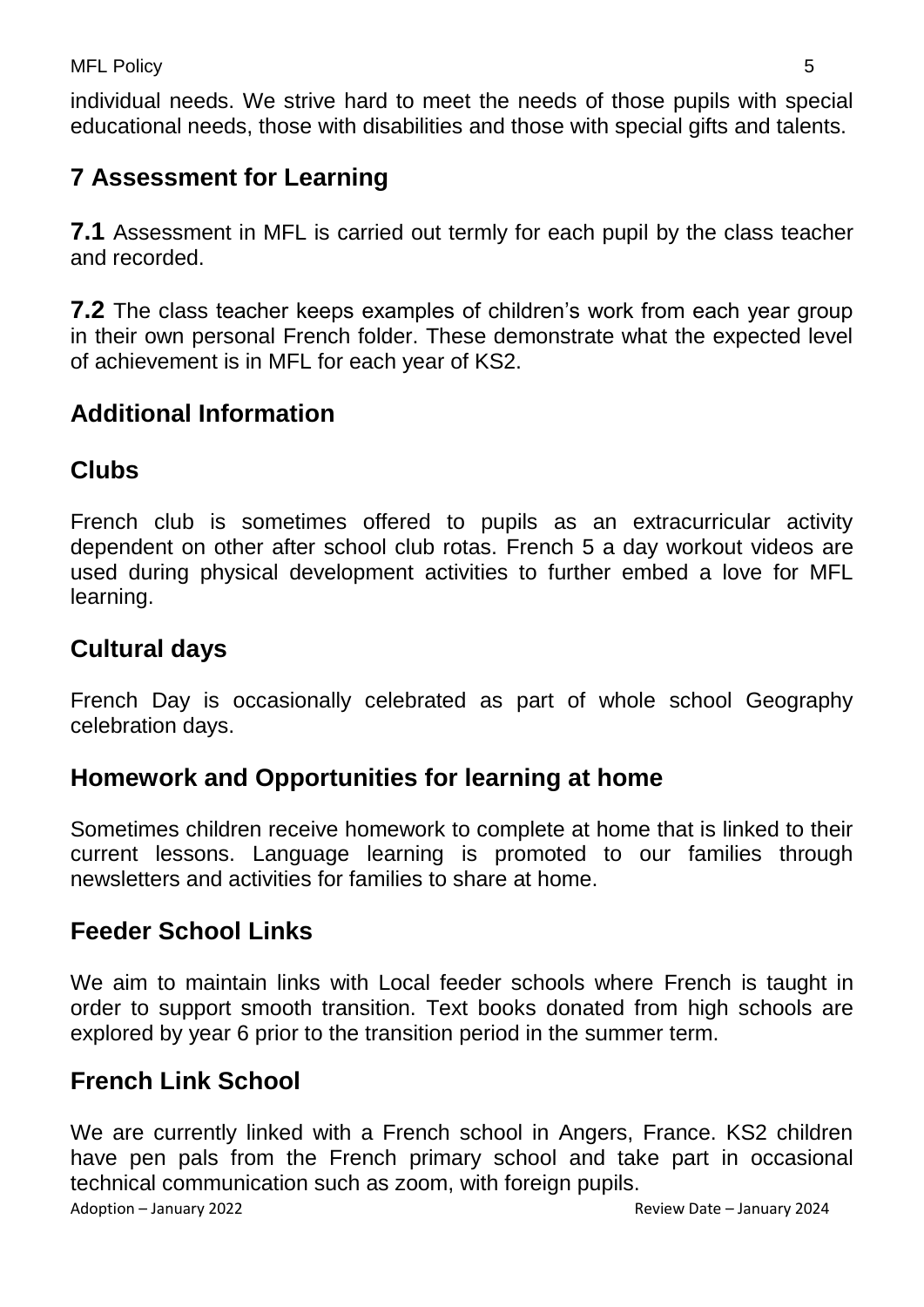individual needs. We strive hard to meet the needs of those pupils with special educational needs, those with disabilities and those with special gifts and talents.

## 7 Assessment for Learning

**7.1** Assessment in MFL is carried out termly for each pupil by the class teacher and recorded.

**7.2** The class teacher keeps examples of children's work from each year group in their own personal French folder. These demonstrate what the expected level of achievement is in MFL for each year of KS2.

## Additional Information

## Clubs

French club is sometimes offered to pupils as an extracurricular activity dependent on other after school club rotas. French 5 a day workout videos are used during physical development activities to further embed a love for MFL learning.

## Cultural days

French Day is occasionally celebrated as part of whole school Geography celebration days.

## Homework and Opportunities for learning at home

Sometimes children receive homework to complete at home that is linked to their current lessons. Language learning is promoted to our families through newsletters and activities for families to share at home.

## Feeder School Links

We aim to maintain links with Local feeder schools where French is taught in order to support smooth transition. Text books donated from high schools are explored by year 6 prior to the transition period in the summer term.

## French Link School

We are currently linked with a French school in Angers, France. KS2 children have pen pals from the French primary school and take part in occasional technical communication such as zoom, with foreign pupils.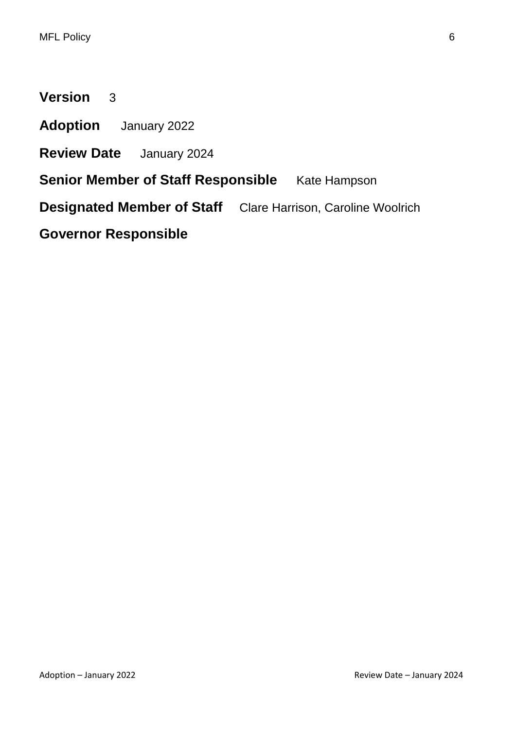**Version** 3

**Adoption** January 2022

**Review Date** January 2024

**Senior Member of Staff Responsible** Kate Hampson

**Designated Member of Staff** Clare Harrison, Caroline Woolrich

**Governor Responsible**